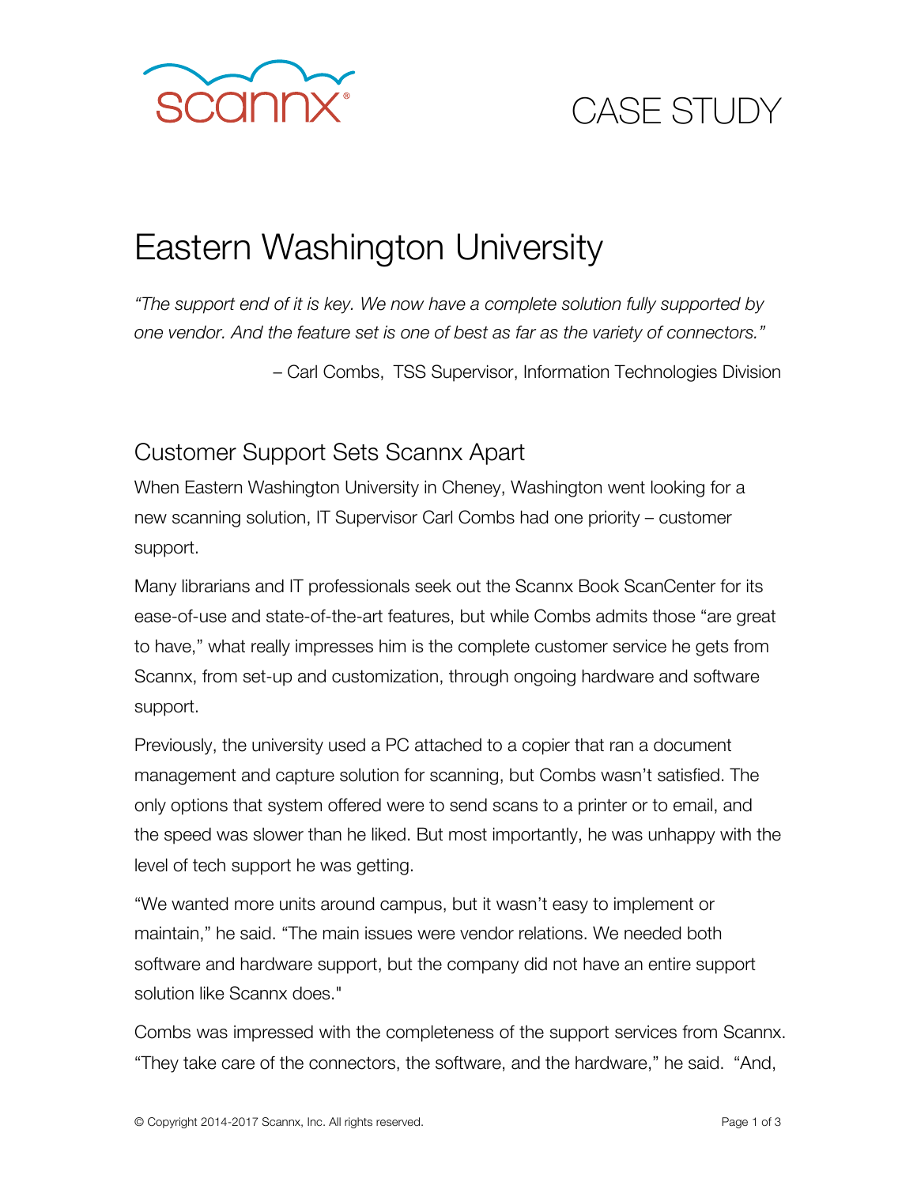scannx®

CASE STUDY

# Eastern Washington University

*"The support end of it is key. We now have a complete solution fully supported by one vendor. And the feature set is one of best as far as the variety of connectors."*

– Carl Combs, TSS Supervisor, Information Technologies Division

## Customer Support Sets Scannx Apart

When Eastern Washington University in Cheney, Washington went looking for a new scanning solution, IT Supervisor Carl Combs had one priority – customer support.

Many librarians and IT professionals seek out the Scannx Book ScanCenter for its ease-of-use and state-of-the-art features, but while Combs admits those "are great to have," what really impresses him is the complete customer service he gets from Scannx, from set-up and customization, through ongoing hardware and software support.

Previously, the university used a PC attached to a copier that ran a document management and capture solution for scanning, but Combs wasn't satisfied. The only options that system offered were to send scans to a printer or to email, and the speed was slower than he liked. But most importantly, he was unhappy with the level of tech support he was getting.

"We wanted more units around campus, but it wasn't easy to implement or maintain," he said. "The main issues were vendor relations. We needed both software and hardware support, but the company did not have an entire support solution like Scannx does."

Combs was impressed with the completeness of the support services from Scannx. "They take care of the connectors, the software, and the hardware," he said. "And,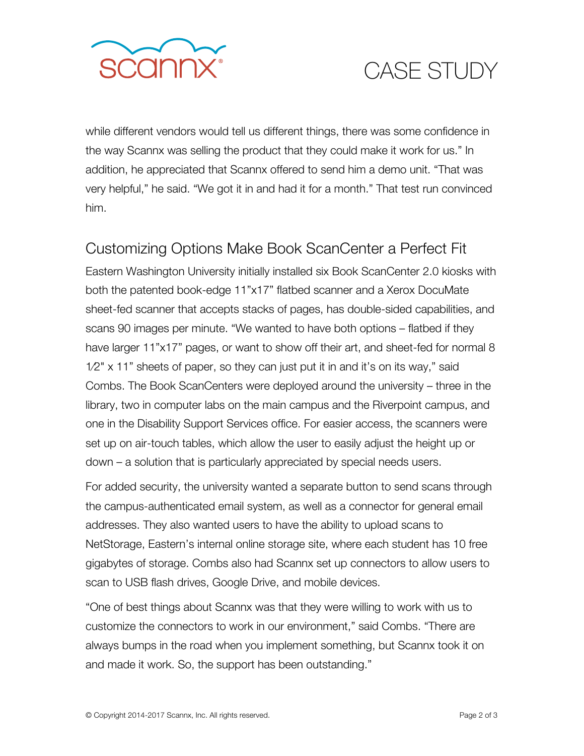while different vendors would tell us different things, there was some confidence in the way Scannx was selling the product that they could make it work for us." In addition, he appreciated that Scannx offered to send him a demo unit. "That was very helpful," he said. "We got it in and had it for a month." That test run convinced him.

## Customizing Options Make Book ScanCenter a Perfect Fit

Eastern Washington University initially installed six Book ScanCenter 2.0 kiosks with both the patented book-edge 11"x17" flatbed scanner and a Xerox DocuMate sheet-fed scanner that accepts stacks of pages, has double-sided capabilities, and scans 90 images per minute. "We wanted to have both options – flatbed if they have larger 11"x17" pages, or want to show off their art, and sheet-fed for normal 8 ½" x 11" sheets of paper, so they can just put it in and it's on its way," said Combs. The Book ScanCenters were deployed around the university – three in the library, two in computer labs on the main campus and the Riverpoint campus, and one in the Disability Support Services office. For easier access, the scanners were set up on air-touch tables, which allow the user to easily adjust the height up or down – a solution that is particularly appreciated by special needs users.

For added security, the university wanted a separate button to send scans through the campus-authenticated email system, as well as a connector for general email addresses. They also wanted users to have the ability to upload scans to NetStorage, Eastern's internal online storage site, where each student has 10 free gigabytes of storage. Combs also had Scannx set up connectors to allow users to scan to USB flash drives, Google Drive, and mobile devices.

"One of best things about Scannx was that they were willing to work with us to customize the connectors to work in our environment," said Combs. "There are always bumps in the road when you implement something, but Scannx took it on and made it work. So, the support has been outstanding."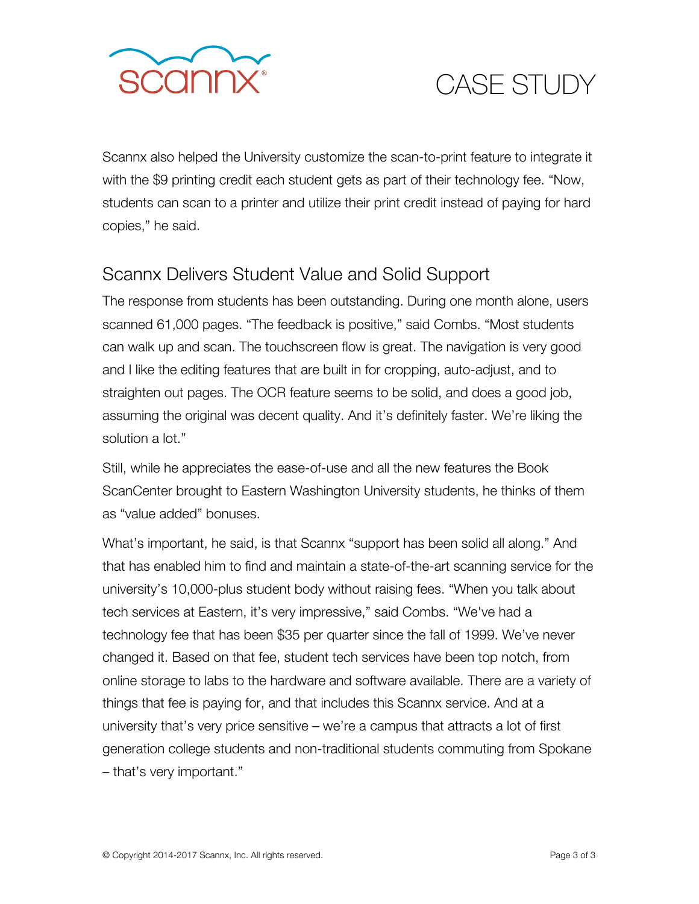Scannx also helped the University customize the scan-to-print feature to integrate it with the $9 printing credit each student gets as part of their technology fee. “Now, students can scan to a printer and utilize their print credit instead of paying for hard copies,” he said.

## Scannx Delivers Student Value and Solid Support

The response from students has been outstanding. During one month alone, users scanned 61,000 pages. “The feedback is positive,” said Combs. “Most students can walk up and scan. The touchscreen flow is great. The navigation is very good and I like the editing features that are built in for cropping, auto-adjust, and to straighten out pages. The OCR feature seems to be solid, and does a good job, assuming the original was decent quality. And it’s definitely faster. We’re liking the solution a lot.”

Still, while he appreciates the ease-of-use and all the new features the Book ScanCenter brought to Eastern Washington University students, he thinks of them as “value added” bonuses.

What’s important, he said, is that Scannx “support has been solid all along.” And that has enabled him to find and maintain a state-of-the-art scanning service for the university’s 10,000-plus student body without raising fees. “When you talk about tech services at Eastern, it’s very impressive,” said Combs. “We've had a technology fee that has been $35 per quarter since the fall of 1999. We’ve never changed it. Based on that fee, student tech services have been top notch, from online storage to labs to the hardware and software available. There are a variety of things that fee is paying for, and that includes this Scannx service. And at a university that’s very price sensitive – we’re a campus that attracts a lot of first generation college students and non-traditional students commuting from Spokane – that’s very important.”

© Copyright 2014-2017 Scannx, Inc. All rights reserved.